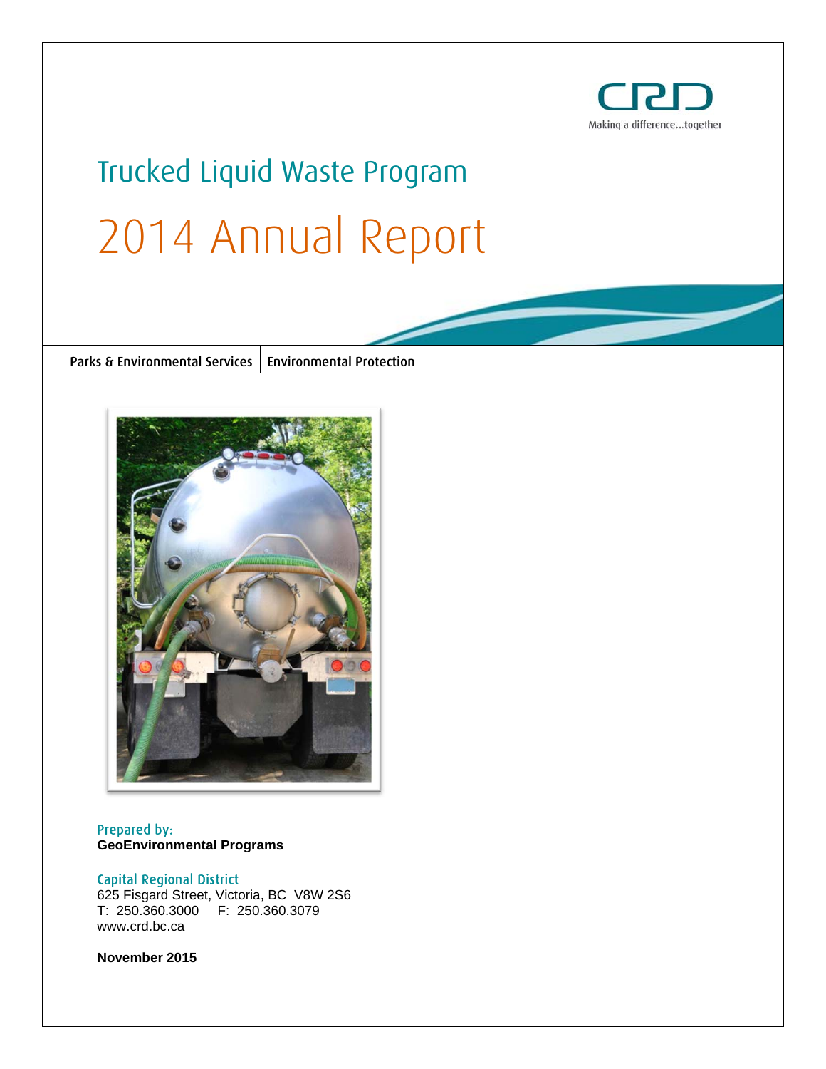CRD

Making a difference...together

# Trucked Liquid Waste Program

# 2014 Annual Report

Parks & Environmental Services | Environmental Protection

Prepared by:
**GeoEnvironmental Programs**

Capital Regional District
625 Fisgard Street, Victoria, BC V8W 2S6
T: 250.360.3000 F: 250.360.3079
www.crd.bc.ca

**November 2015**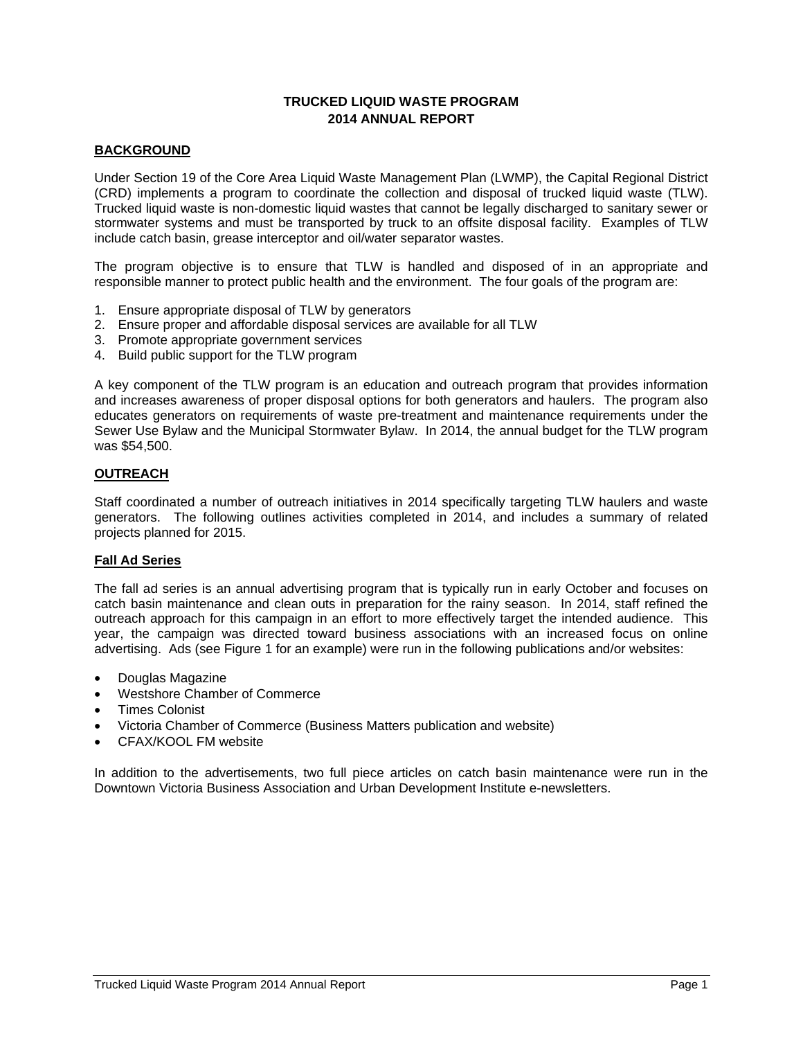**TRUCKED LIQUID WASTE PROGRAM**
**2014 ANNUAL REPORT**

## BACKGROUND

Under Section 19 of the Core Area Liquid Waste Management Plan (LWMP), the Capital Regional District (CRD) implements a program to coordinate the collection and disposal of trucked liquid waste (TLW). Trucked liquid waste is non-domestic liquid wastes that cannot be legally discharged to sanitary sewer or stormwater systems and must be transported by truck to an offsite disposal facility. Examples of TLW include catch basin, grease interceptor and oil/water separator wastes.

The program objective is to ensure that TLW is handled and disposed of in an appropriate and responsible manner to protect public health and the environment. The four goals of the program are:

1. Ensure appropriate disposal of TLW by generators
2. Ensure proper and affordable disposal services are available for all TLW
3. Promote appropriate government services
4. Build public support for the TLW program

A key component of the TLW program is an education and outreach program that provides information and increases awareness of proper disposal options for both generators and haulers. The program also educates generators on requirements of waste pre-treatment and maintenance requirements under the Sewer Use Bylaw and the Municipal Stormwater Bylaw. In 2014, the annual budget for the TLW program was $54,500.

## OUTREACH

Staff coordinated a number of outreach initiatives in 2014 specifically targeting TLW haulers and waste generators. The following outlines activities completed in 2014, and includes a summary of related projects planned for 2015.

### Fall Ad Series

The fall ad series is an annual advertising program that is typically run in early October and focuses on catch basin maintenance and clean outs in preparation for the rainy season. In 2014, staff refined the outreach approach for this campaign in an effort to more effectively target the intended audience. This year, the campaign was directed toward business associations with an increased focus on online advertising. Ads (see Figure 1 for an example) were run in the following publications and/or websites:

- Douglas Magazine
- Westshore Chamber of Commerce
- Times Colonist
- Victoria Chamber of Commerce (Business Matters publication and website)
- CFAX/KOOL FM website

In addition to the advertisements, two full piece articles on catch basin maintenance were run in the Downtown Victoria Business Association and Urban Development Institute e-newsletters.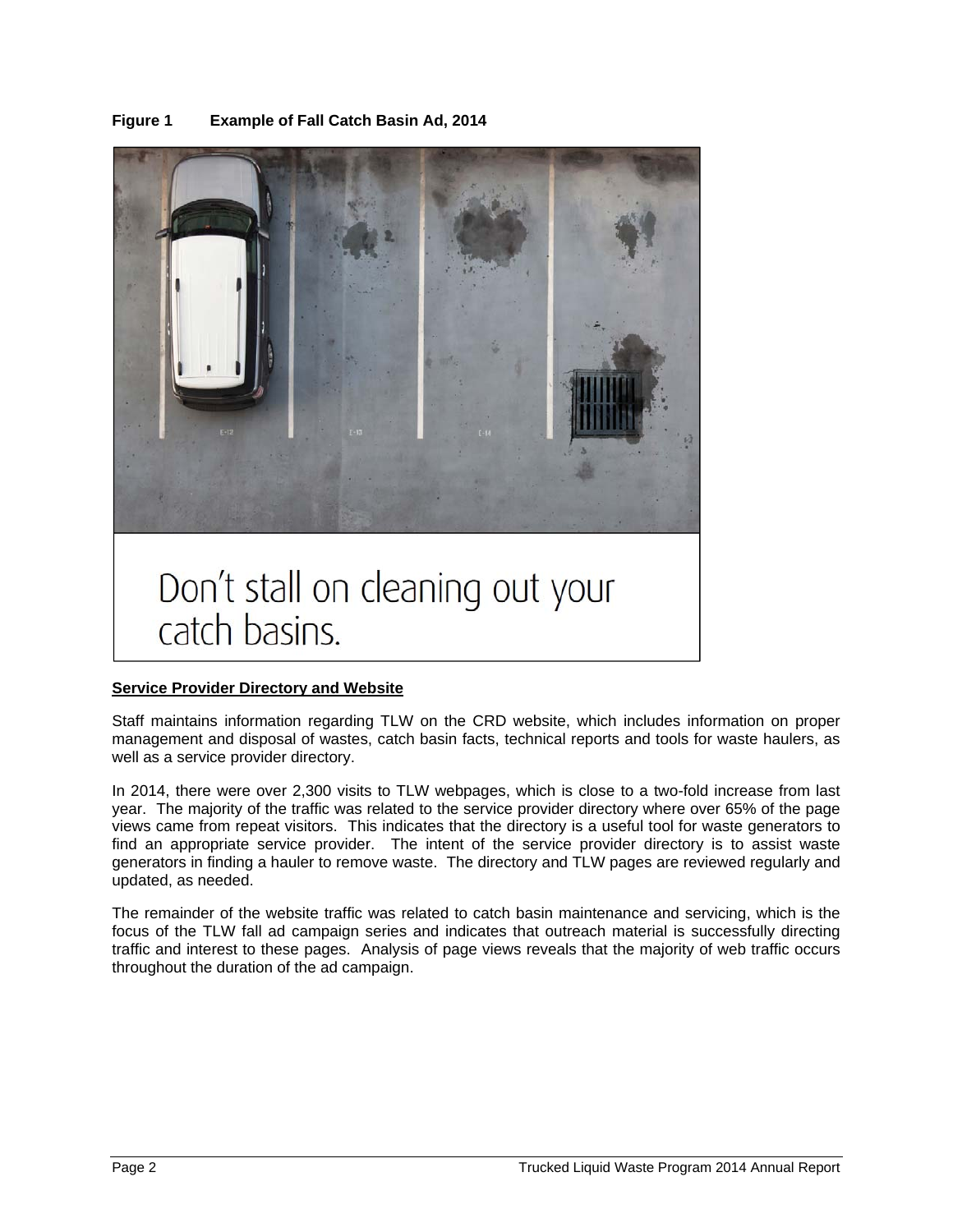**Figure 1 Example of Fall Catch Basin Ad, 2014**

Don't stall on cleaning out your catch basins.

**Service Provider Directory and Website**

Staff maintains information regarding TLW on the CRD website, which includes information on proper management and disposal of wastes, catch basin facts, technical reports and tools for waste haulers, as well as a service provider directory.

In 2014, there were over 2,300 visits to TLW webpages, which is close to a two-fold increase from last year. The majority of the traffic was related to the service provider directory where over 65% of the page views came from repeat visitors. This indicates that the directory is a useful tool for waste generators to find an appropriate service provider. The intent of the service provider directory is to assist waste generators in finding a hauler to remove waste. The directory and TLW pages are reviewed regularly and updated, as needed.

The remainder of the website traffic was related to catch basin maintenance and servicing, which is the focus of the TLW fall ad campaign series and indicates that outreach material is successfully directing traffic and interest to these pages. Analysis of page views reveals that the majority of web traffic occurs throughout the duration of the ad campaign.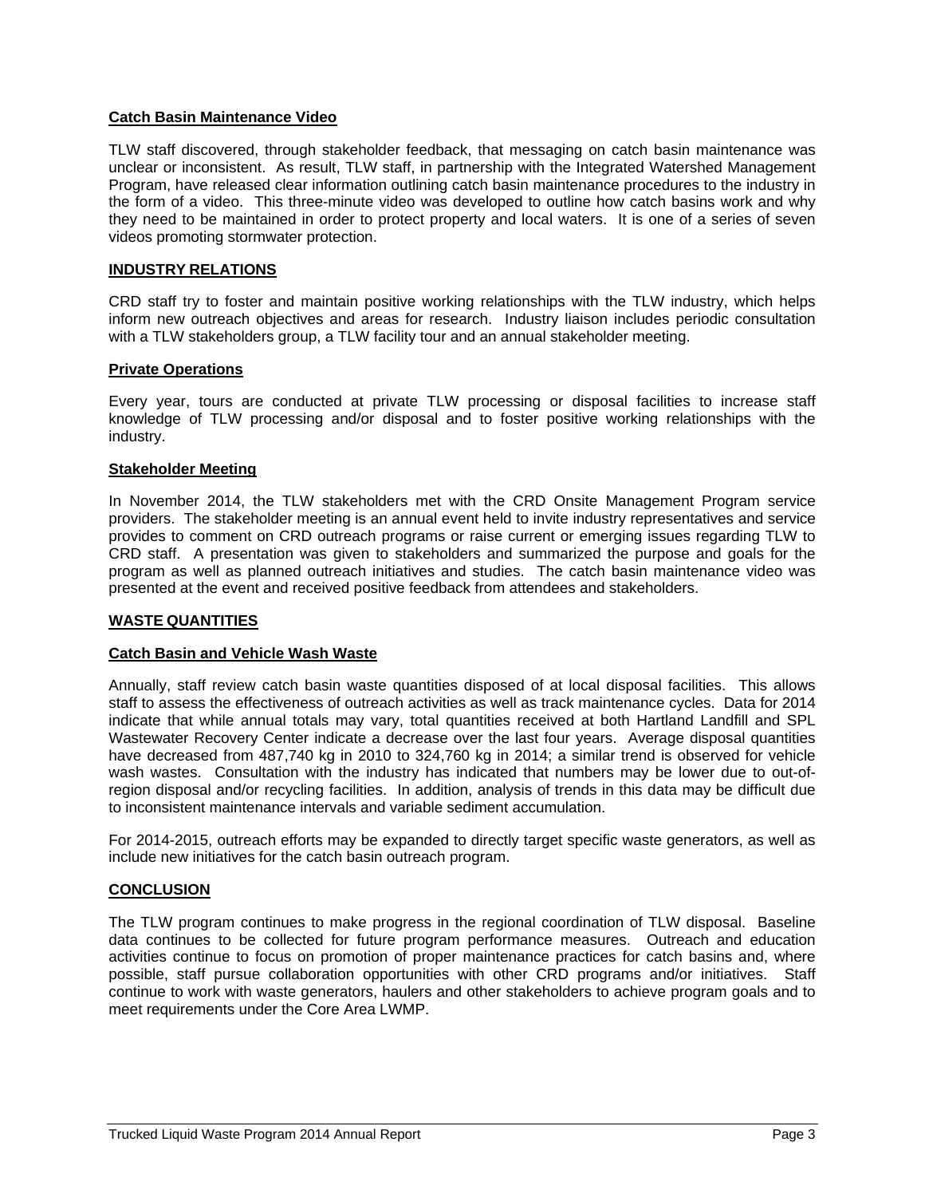## Catch Basin Maintenance Video

TLW staff discovered, through stakeholder feedback, that messaging on catch basin maintenance was unclear or inconsistent. As result, TLW staff, in partnership with the Integrated Watershed Management Program, have released clear information outlining catch basin maintenance procedures to the industry in the form of a video. This three-minute video was developed to outline how catch basins work and why they need to be maintained in order to protect property and local waters. It is one of a series of seven videos promoting stormwater protection.

## INDUSTRY RELATIONS

CRD staff try to foster and maintain positive working relationships with the TLW industry, which helps inform new outreach objectives and areas for research. Industry liaison includes periodic consultation with a TLW stakeholders group, a TLW facility tour and an annual stakeholder meeting.

### Private Operations

Every year, tours are conducted at private TLW processing or disposal facilities to increase staff knowledge of TLW processing and/or disposal and to foster positive working relationships with the industry.

### Stakeholder Meeting

In November 2014, the TLW stakeholders met with the CRD Onsite Management Program service providers. The stakeholder meeting is an annual event held to invite industry representatives and service provides to comment on CRD outreach programs or raise current or emerging issues regarding TLW to CRD staff. A presentation was given to stakeholders and summarized the purpose and goals for the program as well as planned outreach initiatives and studies. The catch basin maintenance video was presented at the event and received positive feedback from attendees and stakeholders.

## WASTE QUANTITIES

### Catch Basin and Vehicle Wash Waste

Annually, staff review catch basin waste quantities disposed of at local disposal facilities. This allows staff to assess the effectiveness of outreach activities as well as track maintenance cycles. Data for 2014 indicate that while annual totals may vary, total quantities received at both Hartland Landfill and SPL Wastewater Recovery Center indicate a decrease over the last four years. Average disposal quantities have decreased from 487,740 kg in 2010 to 324,760 kg in 2014; a similar trend is observed for vehicle wash wastes. Consultation with the industry has indicated that numbers may be lower due to out-of-region disposal and/or recycling facilities. In addition, analysis of trends in this data may be difficult due to inconsistent maintenance intervals and variable sediment accumulation.

For 2014-2015, outreach efforts may be expanded to directly target specific waste generators, as well as include new initiatives for the catch basin outreach program.

## CONCLUSION

The TLW program continues to make progress in the regional coordination of TLW disposal. Baseline data continues to be collected for future program performance measures. Outreach and education activities continue to focus on promotion of proper maintenance practices for catch basins and, where possible, staff pursue collaboration opportunities with other CRD programs and/or initiatives. Staff continue to work with waste generators, haulers and other stakeholders to achieve program goals and to meet requirements under the Core Area LWMP.